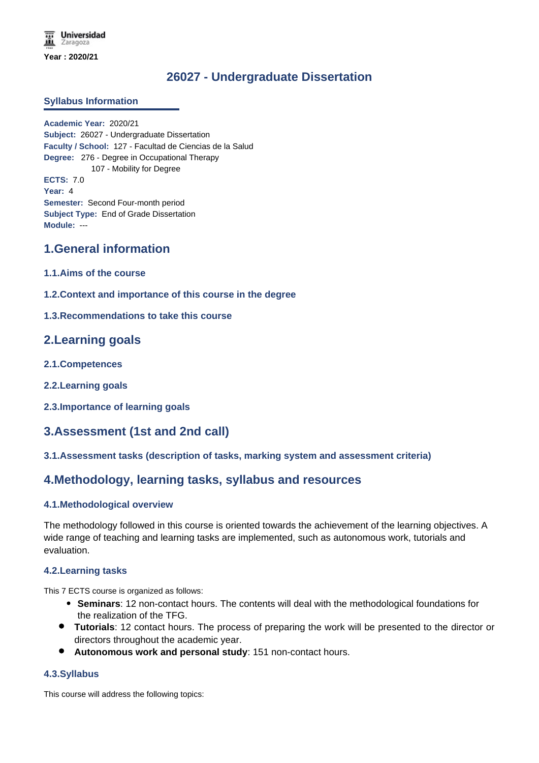Year : 2020/21

# 26027 - Undergraduate Dissertation

### Syllabus Information

**Academic Year:** 2020/21
**Subject:** 26027 - Undergraduate Dissertation
**Faculty / School:** 127 - Facultad de Ciencias de la Salud
**Degree:** 276 - Degree in Occupational Therapy
107 - Mobility for Degree
**ECTS:** 7.0
**Year:** 4
**Semester:** Second Four-month period
**Subject Type:** End of Grade Dissertation
**Module:** ---

## 1.General information

### 1.1.Aims of the course

### 1.2.Context and importance of this course in the degree

### 1.3.Recommendations to take this course

## 2.Learning goals

### 2.1.Competences

### 2.2.Learning goals

### 2.3.Importance of learning goals

## 3.Assessment (1st and 2nd call)

### 3.1.Assessment tasks (description of tasks, marking system and assessment criteria)

## 4.Methodology, learning tasks, syllabus and resources

### 4.1.Methodological overview

The methodology followed in this course is oriented towards the achievement of the learning objectives. A wide range of teaching and learning tasks are implemented, such as autonomous work, tutorials and evaluation.

### 4.2.Learning tasks

This 7 ECTS course is organized as follows:

- **Seminars**: 12 non-contact hours. The contents will deal with the methodological foundations for the realization of the TFG.
- **Tutorials**: 12 contact hours. The process of preparing the work will be presented to the director or directors throughout the academic year.
- **Autonomous work and personal study**: 151 non-contact hours.

### 4.3.Syllabus

This course will address the following topics: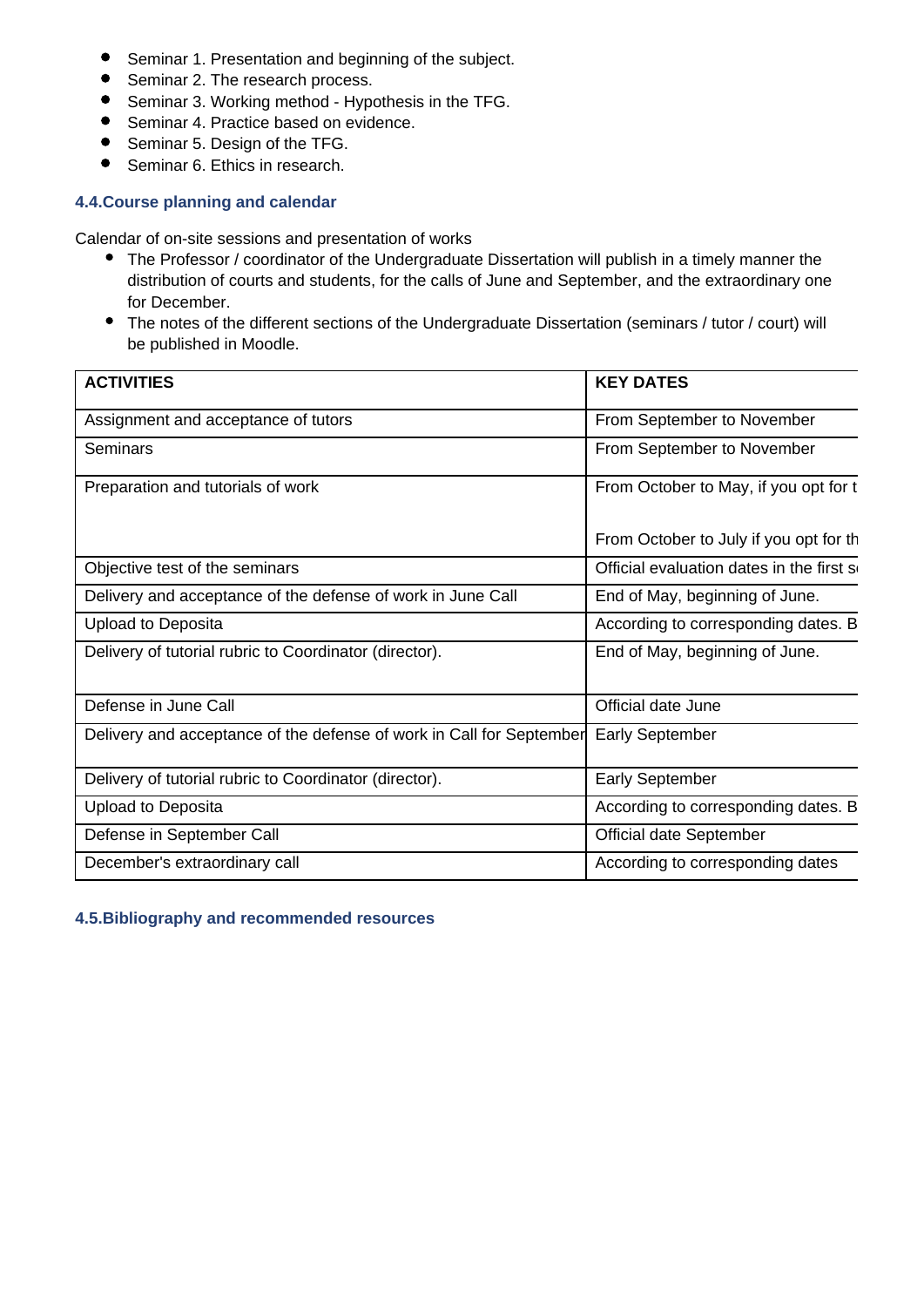- Seminar 1. Presentation and beginning of the subject.
- Seminar 2. The research process.
- Seminar 3. Working method - Hypothesis in the TFG.
- Seminar 4. Practice based on evidence.
- Seminar 5. Design of the TFG.
- Seminar 6. Ethics in research.

### 4.4.Course planning and calendar

Calendar of on-site sessions and presentation of works

- The Professor / coordinator of the Undergraduate Dissertation will publish in a timely manner the distribution of courts and students, for the calls of June and September, and the extraordinary one for December.
- The notes of the different sections of the Undergraduate Dissertation (seminars / tutor / court) will be published in Moodle.

| ACTIVITIES | KEY DATES |
|---|---|
| Assignment and acceptance of tutors | From September to November |
| Seminars | From September to November |
| Preparation and tutorials of work | From October to May, if you opt for t<br><br>From October to July if you opt for th |
| Objective test of the seminars | Official evaluation dates in the first s |
| Delivery and acceptance of the defense of work in June Call | End of May, beginning of June. |
| Upload to Deposita | According to corresponding dates. B |
| Delivery of tutorial rubric to Coordinator (director). | End of May, beginning of June. |
| Defense in June Call | Official date June |
| Delivery and acceptance of the defense of work in Call for September | Early September |
| Delivery of tutorial rubric to Coordinator (director). | Early September |
| Upload to Deposita | According to corresponding dates. B |
| Defense in September Call | Official date September |
| December's extraordinary call | According to corresponding dates |

### 4.5.Bibliography and recommended resources